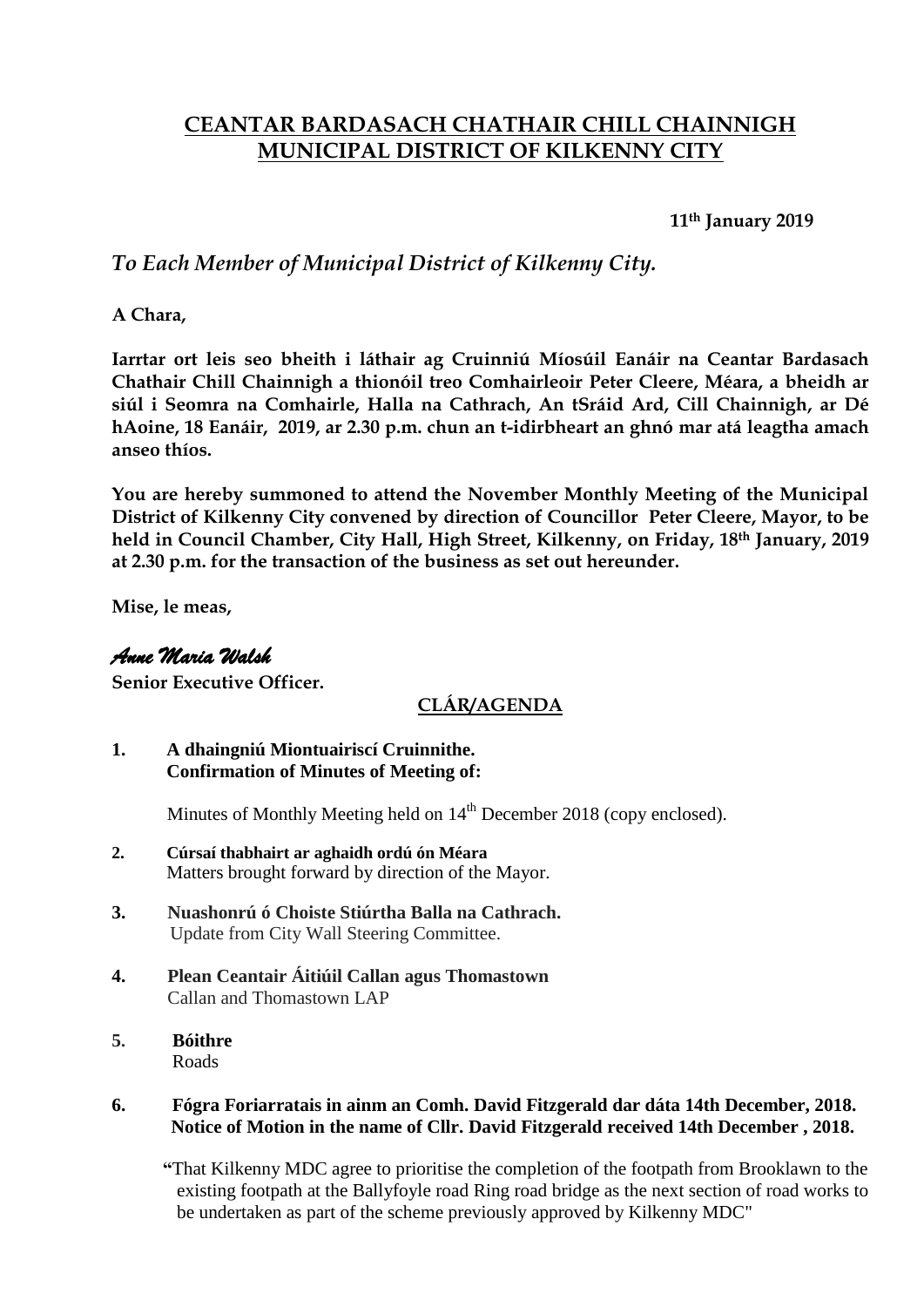# CEANTAR BARDASACH CHATHAIR CHILL CHAINNIGH
# MUNICIPAL DISTRICT OF KILKENNY CITY

**11th January 2019**

*To Each Member of Municipal District of Kilkenny City.*

**A Chara,**

**Iarrtar ort leis seo bheith i láthair ag Cruinniú Míosúil Eanáir na Ceantar Bardasach Chathair Chill Chainnigh a thionóil treo Comhairleoir Peter Cleere, Méara, a bheidh ar siúl i Seomra na Comhairle, Halla na Cathrach, An tSráid Ard, Cill Chainnigh, ar Dé hAoine, 18 Eanáir, 2019, ar 2.30 p.m. chun an t-idirbheart an ghnó mar atá leagtha amach anseo thíos.**

**You are hereby summoned to attend the November Monthly Meeting of the Municipal District of Kilkenny City convened by direction of Councillor Peter Cleere, Mayor, to be held in Council Chamber, City Hall, High Street, Kilkenny, on Friday, 18th January, 2019 at 2.30 p.m. for the transaction of the business as set out hereunder.**

**Mise, le meas,**

*Anne Maria Walsh*
**Senior Executive Officer.**

## CLÁR/AGENDA

1. **A dhaingniú Miontuairiscí Cruinnithe.**
   **Confirmation of Minutes of Meeting of:**

   Minutes of Monthly Meeting held on 14th December 2018 (copy enclosed).

2. **Cúrsaí thabhairt ar aghaidh ordú ón Méara**
   Matters brought forward by direction of the Mayor.

3. **Nuashonrú ó Choiste Stiúrtha Balla na Cathrach.**
   Update from City Wall Steering Committee.

4. **Plean Ceantair Áitiúil Callan agus Thomastown**
   Callan and Thomastown LAP

5. **Bóithre**
   Roads

6. **Fógra Foriarratais in ainm an Comh. David Fitzgerald dar dáta 14th December, 2018.**
   **Notice of Motion in the name of Cllr. David Fitzgerald received 14th December , 2018.**

   "That Kilkenny MDC agree to prioritise the completion of the footpath from Brooklawn to the existing footpath at the Ballyfoyle road Ring road bridge as the next section of road works to be undertaken as part of the scheme previously approved by Kilkenny MDC"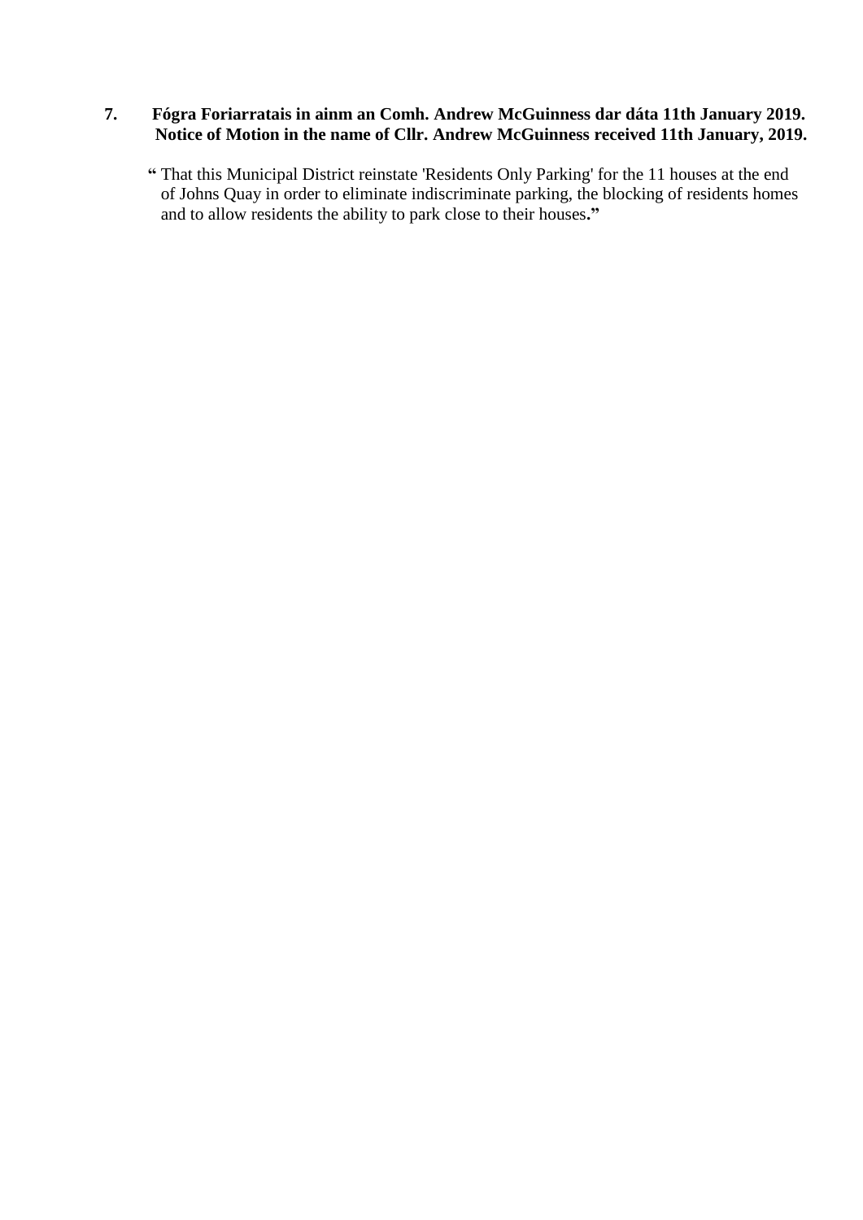**7. Fógra Foriarratais in ainm an Comh. Andrew McGuinness dar dáta 11th January 2019. Notice of Motion in the name of Cllr. Andrew McGuinness received 11th January, 2019.**

" That this Municipal District reinstate 'Residents Only Parking' for the 11 houses at the end of Johns Quay in order to eliminate indiscriminate parking, the blocking of residents homes and to allow residents the ability to park close to their houses**."**